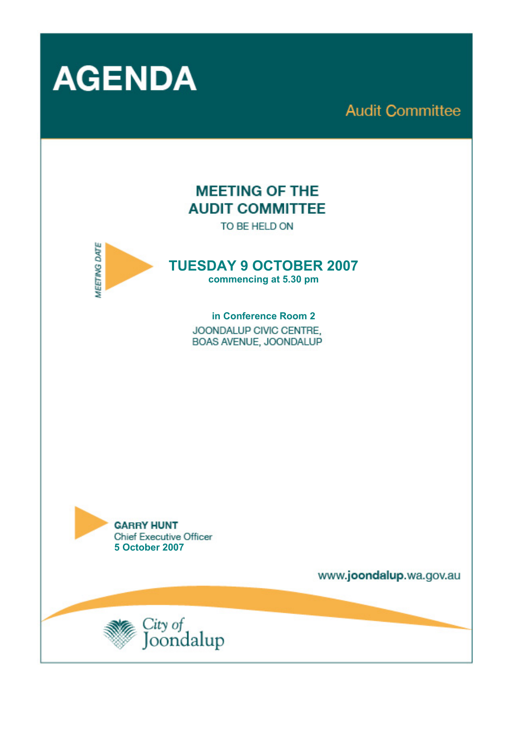# AGENDA

## Audit Committee

## MEETING OF THE AUDIT COMMITTEE

TO BE HELD ON

MEETING DATE

## TUESDAY 9 OCTOBER 2007

**commencing at 5.30 pm**

**in Conference Room 2**

JOONDALUP CIVIC CENTRE,
BOAS AVENUE, JOONDALUP

**GARRY HUNT**
Chief Executive Officer
**5 October 2007**

www.joondalup.wa.gov.au

City of Joondalup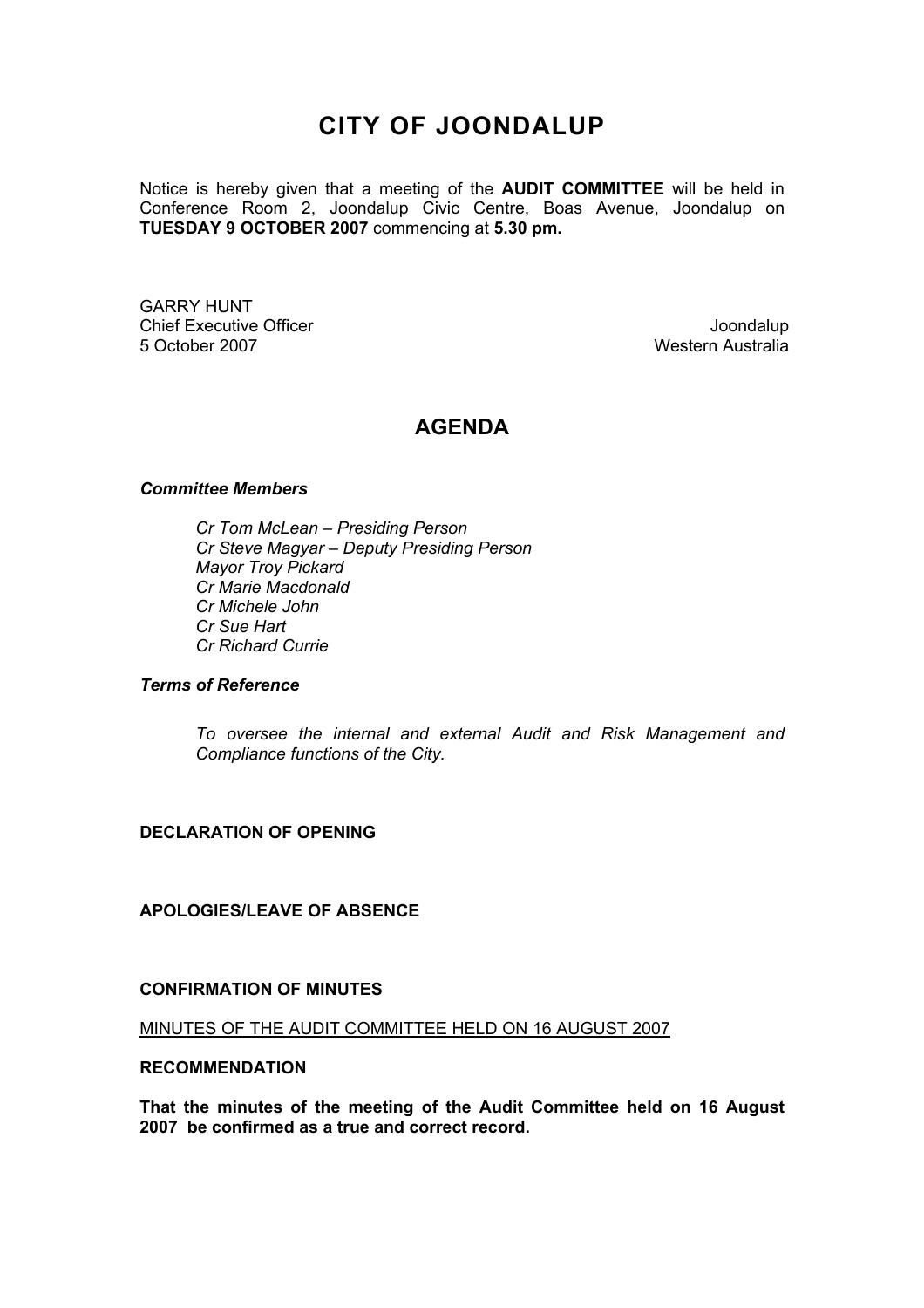# CITY OF JOONDALUP

Notice is hereby given that a meeting of the **AUDIT COMMITTEE** will be held in Conference Room 2, Joondalup Civic Centre, Boas Avenue, Joondalup on **TUESDAY 9 OCTOBER 2007** commencing at **5.30 pm.**

GARRY HUNT
Chief Executive Officer
5 October 2007

Joondalup
Western Australia

## AGENDA

***Committee Members***

*Cr Tom McLean – Presiding Person*
*Cr Steve Magyar – Deputy Presiding Person*
*Mayor Troy Pickard*
*Cr Marie Macdonald*
*Cr Michele John*
*Cr Sue Hart*
*Cr Richard Currie*

***Terms of Reference***

*To oversee the internal and external Audit and Risk Management and Compliance functions of the City.*

**DECLARATION OF OPENING**

**APOLOGIES/LEAVE OF ABSENCE**

**CONFIRMATION OF MINUTES**

MINUTES OF THE AUDIT COMMITTEE HELD ON 16 AUGUST 2007

**RECOMMENDATION**

**That the minutes of the meeting of the Audit Committee held on 16 August 2007 be confirmed as a true and correct record.**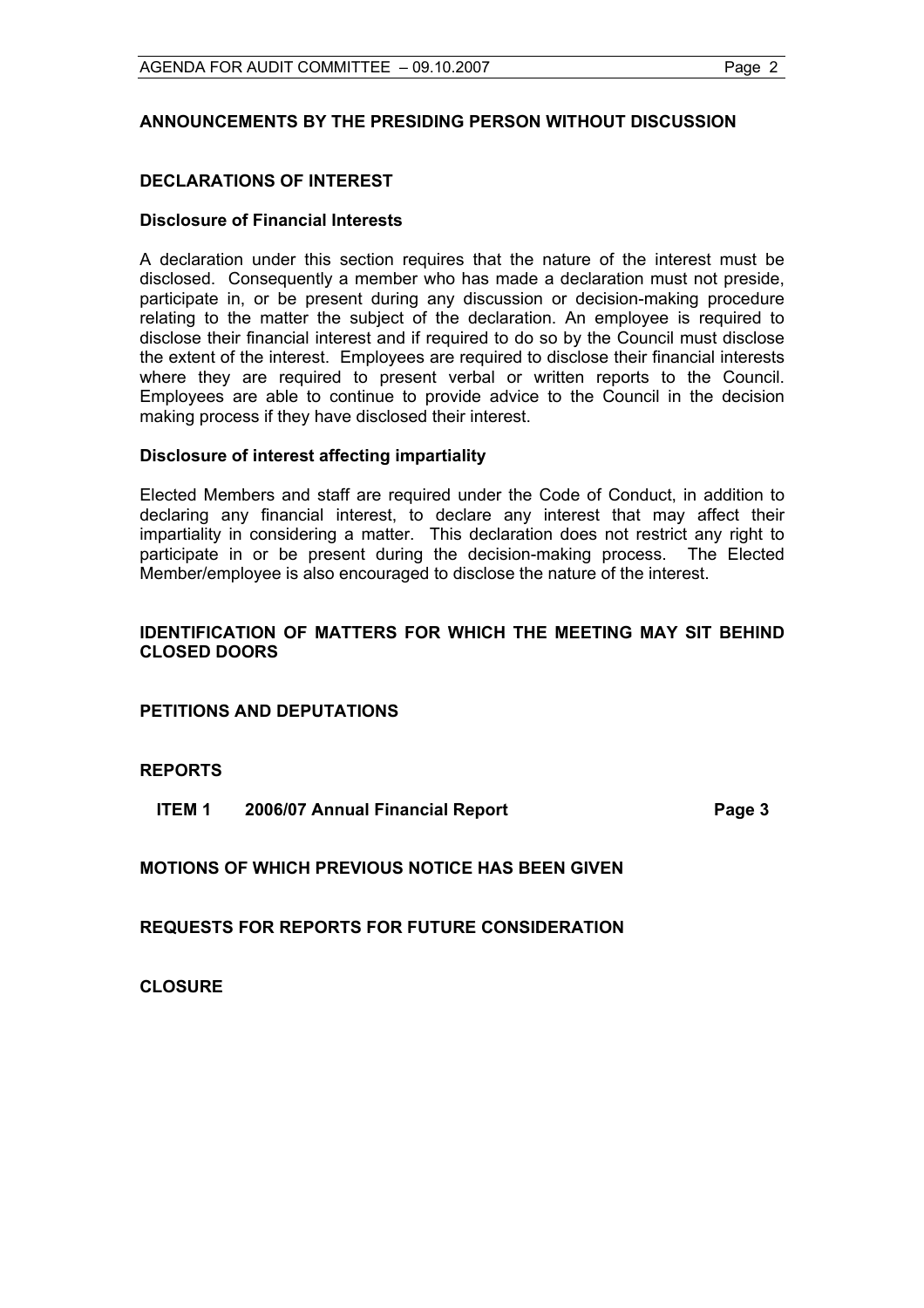## ANNOUNCEMENTS BY THE PRESIDING PERSON WITHOUT DISCUSSION

## DECLARATIONS OF INTEREST

### Disclosure of Financial Interests

A declaration under this section requires that the nature of the interest must be disclosed. Consequently a member who has made a declaration must not preside, participate in, or be present during any discussion or decision-making procedure relating to the matter the subject of the declaration. An employee is required to disclose their financial interest and if required to do so by the Council must disclose the extent of the interest. Employees are required to disclose their financial interests where they are required to present verbal or written reports to the Council. Employees are able to continue to provide advice to the Council in the decision making process if they have disclosed their interest.

### Disclosure of interest affecting impartiality

Elected Members and staff are required under the Code of Conduct, in addition to declaring any financial interest, to declare any interest that may affect their impartiality in considering a matter. This declaration does not restrict any right to participate in or be present during the decision-making process. The Elected Member/employee is also encouraged to disclose the nature of the interest.

## IDENTIFICATION OF MATTERS FOR WHICH THE MEETING MAY SIT BEHIND CLOSED DOORS

## PETITIONS AND DEPUTATIONS

## REPORTS

**ITEM 1 2006/07 Annual Financial Report Page 3**

## MOTIONS OF WHICH PREVIOUS NOTICE HAS BEEN GIVEN

## REQUESTS FOR REPORTS FOR FUTURE CONSIDERATION

## CLOSURE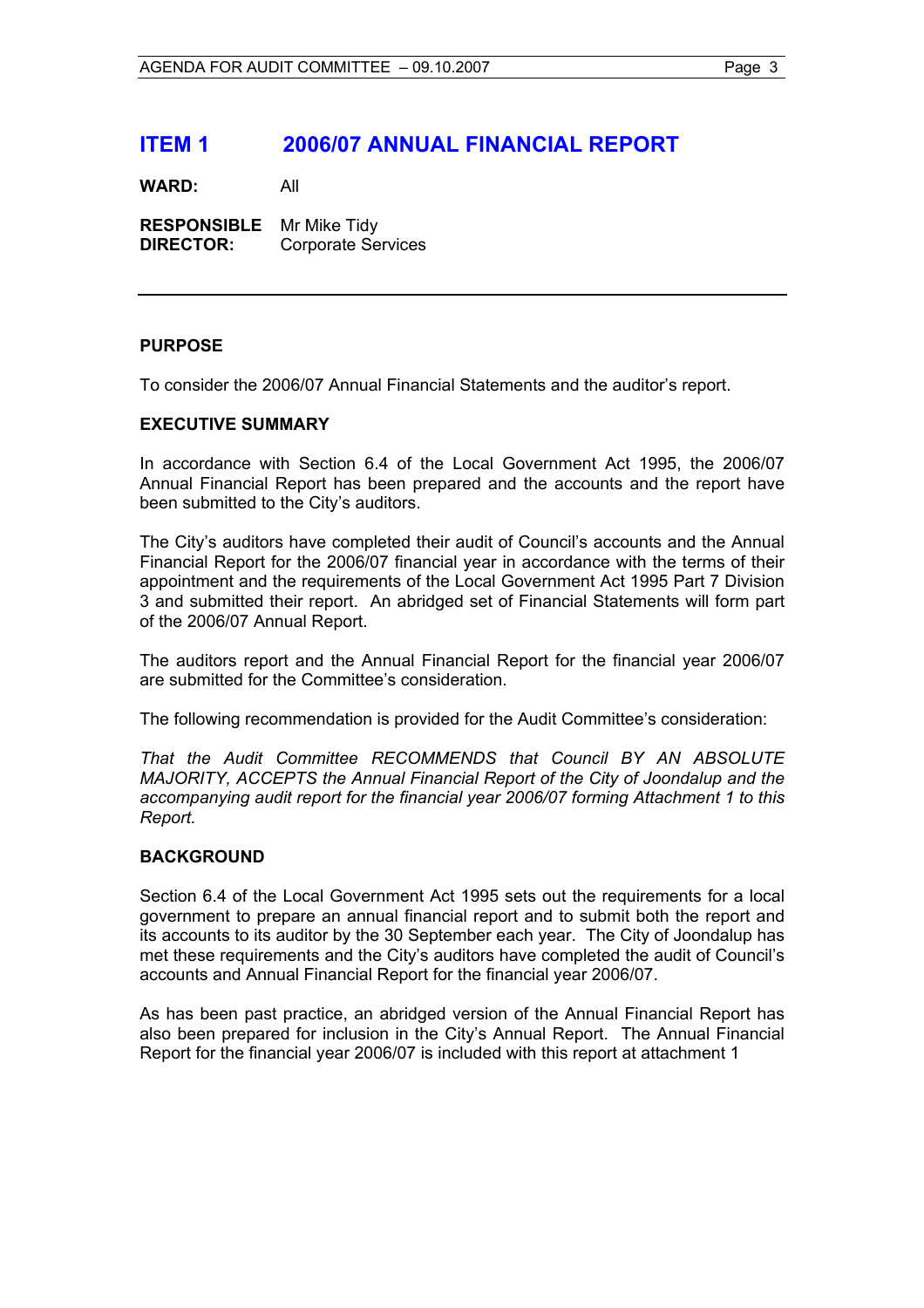# ITEM 1 2006/07 ANNUAL FINANCIAL REPORT

**WARD:** All

**RESPONSIBLE DIRECTOR:** Mr Mike Tidy  
Corporate Services

---

## PURPOSE

To consider the 2006/07 Annual Financial Statements and the auditor's report.

## EXECUTIVE SUMMARY

In accordance with Section 6.4 of the Local Government Act 1995, the 2006/07 Annual Financial Report has been prepared and the accounts and the report have been submitted to the City's auditors.

The City's auditors have completed their audit of Council's accounts and the Annual Financial Report for the 2006/07 financial year in accordance with the terms of their appointment and the requirements of the Local Government Act 1995 Part 7 Division 3 and submitted their report. An abridged set of Financial Statements will form part of the 2006/07 Annual Report.

The auditors report and the Annual Financial Report for the financial year 2006/07 are submitted for the Committee's consideration.

The following recommendation is provided for the Audit Committee's consideration:

*That the Audit Committee RECOMMENDS that Council BY AN ABSOLUTE MAJORITY, ACCEPTS the Annual Financial Report of the City of Joondalup and the accompanying audit report for the financial year 2006/07 forming Attachment 1 to this Report.*

## BACKGROUND

Section 6.4 of the Local Government Act 1995 sets out the requirements for a local government to prepare an annual financial report and to submit both the report and its accounts to its auditor by the 30 September each year. The City of Joondalup has met these requirements and the City's auditors have completed the audit of Council's accounts and Annual Financial Report for the financial year 2006/07.

As has been past practice, an abridged version of the Annual Financial Report has also been prepared for inclusion in the City's Annual Report. The Annual Financial Report for the financial year 2006/07 is included with this report at attachment 1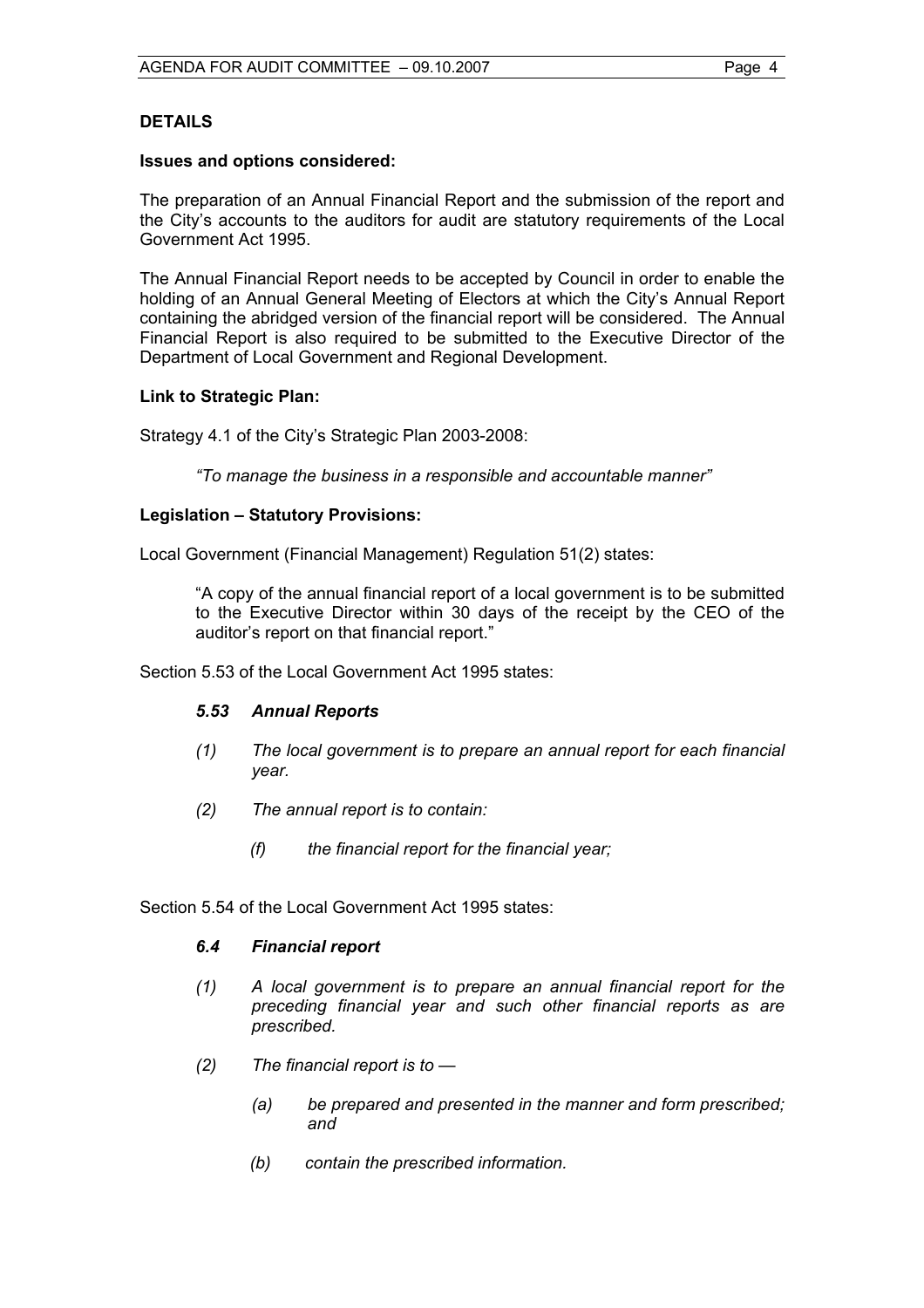## DETAILS

### Issues and options considered:

The preparation of an Annual Financial Report and the submission of the report and the City's accounts to the auditors for audit are statutory requirements of the Local Government Act 1995.

The Annual Financial Report needs to be accepted by Council in order to enable the holding of an Annual General Meeting of Electors at which the City's Annual Report containing the abridged version of the financial report will be considered. The Annual Financial Report is also required to be submitted to the Executive Director of the Department of Local Government and Regional Development.

### Link to Strategic Plan:

Strategy 4.1 of the City's Strategic Plan 2003-2008:

> *"To manage the business in a responsible and accountable manner"*

### Legislation – Statutory Provisions:

Local Government (Financial Management) Regulation 51(2) states:

> "A copy of the annual financial report of a local government is to be submitted to the Executive Director within 30 days of the receipt by the CEO of the auditor's report on that financial report."

Section 5.53 of the Local Government Act 1995 states:

> ***5.53 Annual Reports***
>
> *(1) The local government is to prepare an annual report for each financial year.*
>
> *(2) The annual report is to contain:*
>
> *(f) the financial report for the financial year;*

Section 5.54 of the Local Government Act 1995 states:

> ***6.4 Financial report***
>
> *(1) A local government is to prepare an annual financial report for the preceding financial year and such other financial reports as are prescribed.*
>
> *(2) The financial report is to —*
>
> *(a) be prepared and presented in the manner and form prescribed; and*
>
> *(b) contain the prescribed information.*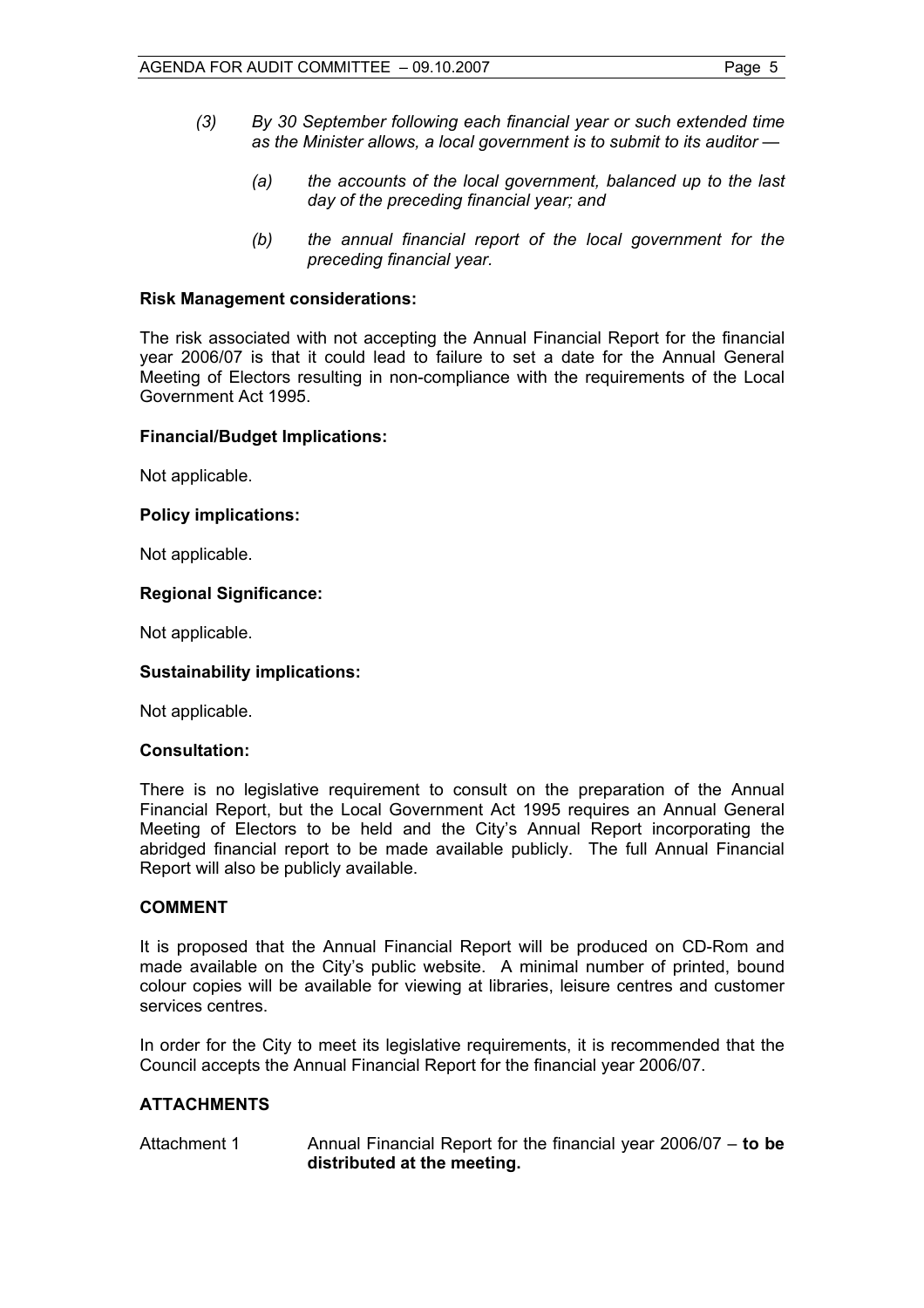*(3) By 30 September following each financial year or such extended time as the Minister allows, a local government is to submit to its auditor —*

*(a) the accounts of the local government, balanced up to the last day of the preceding financial year; and*

*(b) the annual financial report of the local government for the preceding financial year.*

**Risk Management considerations:**

The risk associated with not accepting the Annual Financial Report for the financial year 2006/07 is that it could lead to failure to set a date for the Annual General Meeting of Electors resulting in non-compliance with the requirements of the Local Government Act 1995.

**Financial/Budget Implications:**

Not applicable.

**Policy implications:**

Not applicable.

**Regional Significance:**

Not applicable.

**Sustainability implications:**

Not applicable.

**Consultation:**

There is no legislative requirement to consult on the preparation of the Annual Financial Report, but the Local Government Act 1995 requires an Annual General Meeting of Electors to be held and the City's Annual Report incorporating the abridged financial report to be made available publicly. The full Annual Financial Report will also be publicly available.

**COMMENT**

It is proposed that the Annual Financial Report will be produced on CD-Rom and made available on the City's public website. A minimal number of printed, bound colour copies will be available for viewing at libraries, leisure centres and customer services centres.

In order for the City to meet its legislative requirements, it is recommended that the Council accepts the Annual Financial Report for the financial year 2006/07.

**ATTACHMENTS**

Attachment 1 Annual Financial Report for the financial year 2006/07 – **to be distributed at the meeting.**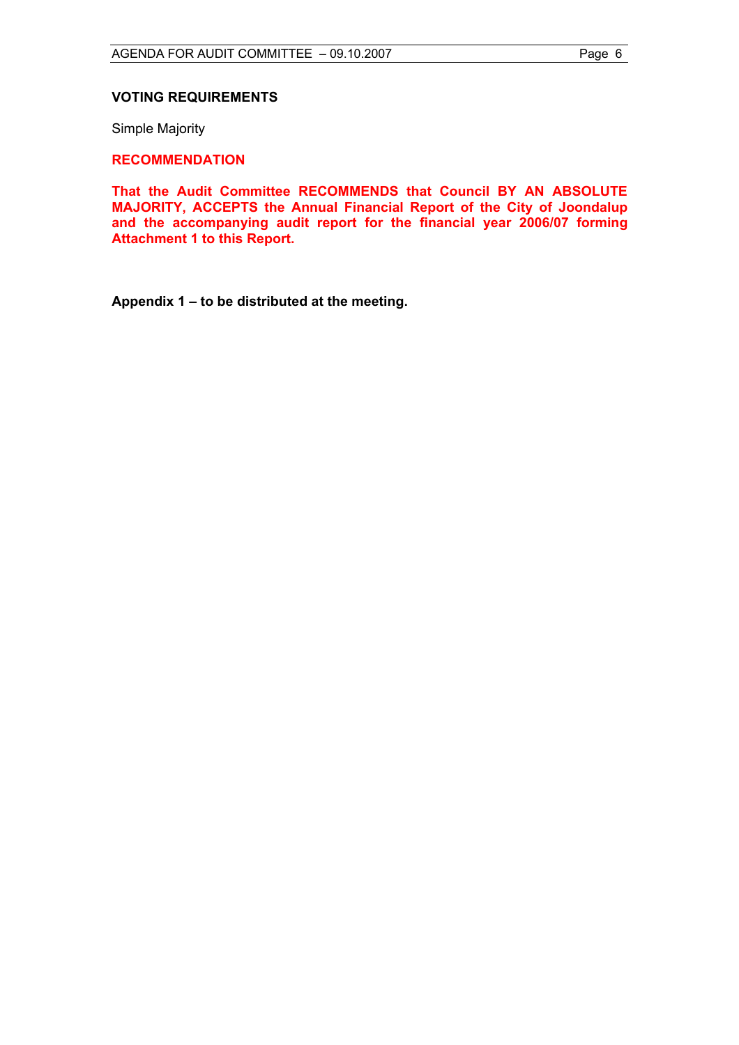**VOTING REQUIREMENTS**

Simple Majority

**RECOMMENDATION**

**That the Audit Committee RECOMMENDS that Council BY AN ABSOLUTE MAJORITY, ACCEPTS the Annual Financial Report of the City of Joondalup and the accompanying audit report for the financial year 2006/07 forming Attachment 1 to this Report.**

**Appendix 1 – to be distributed at the meeting.**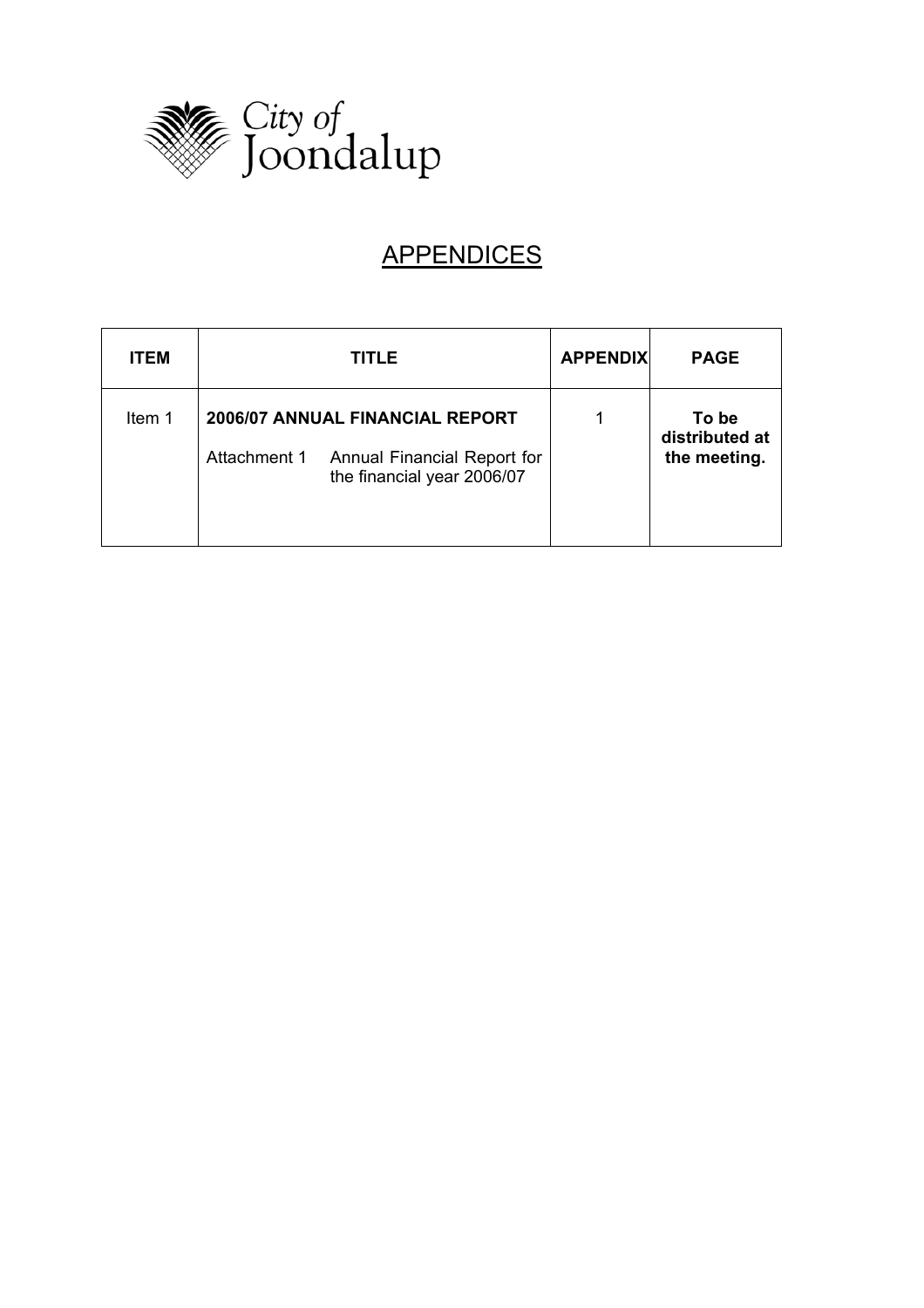City of Joondalup

# APPENDICES

| ITEM | TITLE | APPENDIX | PAGE |
|---|---|---|---|
| Item 1 | **2006/07 ANNUAL FINANCIAL REPORT**<br><br>Attachment 1 Annual Financial Report for the financial year 2006/07 | 1 | **To be distributed at the meeting.** |